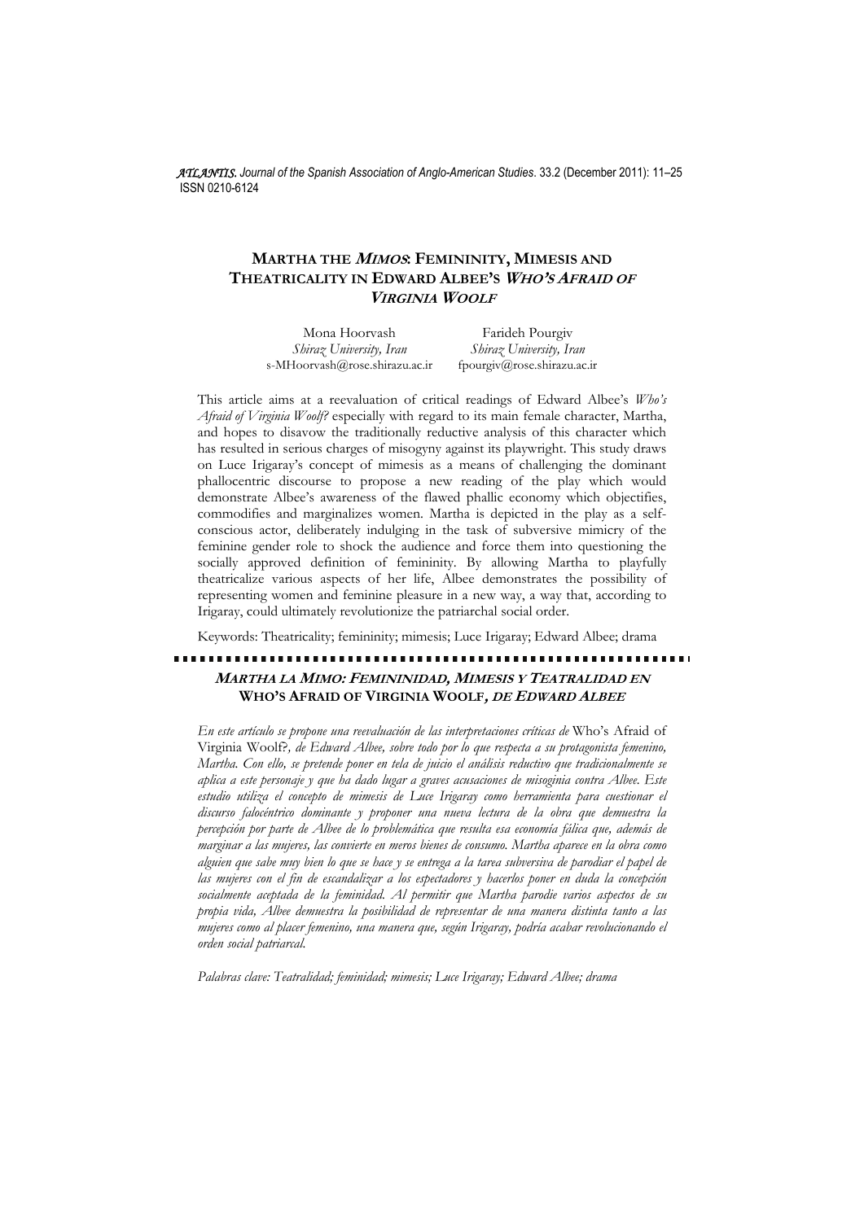# MARTHA THE *MIMOS*: FEMININITY, MIMESIS AND THEATRICALITY IN EDWARD ALBEE'S *WHO'S AFRAID OF VIRGINIA WOOLF*

Mona Hoorvash
*Shiraz University, Iran*
s-MHoorvash@rose.shirazu.ac.ir

Farideh Pourgiv
*Shiraz University, Iran*
fpourgiv@rose.shirazu.ac.ir

This article aims at a reevaluation of critical readings of Edward Albee's *Who's Afraid of Virginia Woolf?* especially with regard to its main female character, Martha, and hopes to disavow the traditionally reductive analysis of this character which has resulted in serious charges of misogyny against its playwright. This study draws on Luce Irigaray's concept of mimesis as a means of challenging the dominant phallocentric discourse to propose a new reading of the play which would demonstrate Albee's awareness of the flawed phallic economy which objectifies, commodifies and marginalizes women. Martha is depicted in the play as a self-conscious actor, deliberately indulging in the task of subversive mimicry of the feminine gender role to shock the audience and force them into questioning the socially approved definition of femininity. By allowing Martha to playfully theatricalize various aspects of her life, Albee demonstrates the possibility of representing women and feminine pleasure in a new way, a way that, according to Irigaray, could ultimately revolutionize the patriarchal social order.

Keywords: Theatricality; femininity; mimesis; Luce Irigaray; Edward Albee; drama

---

## *MARTHA LA MIMO: FEMININIDAD, MIMESIS Y TEATRALIDAD EN* WHO'S AFRAID OF VIRGINIA WOOLF*, DE EDWARD ALBEE*

*En este artículo se propone una reevaluación de las interpretaciones críticas de* Who's Afraid of Virginia Woolf?*, de Edward Albee, sobre todo por lo que respecta a su protagonista femenino, Martha. Con ello, se pretende poner en tela de juicio el análisis reductivo que tradicionalmente se aplica a este personaje y que ha dado lugar a graves acusaciones de misoginia contra Albee. Este estudio utiliza el concepto de mimesis de Luce Irigaray como herramienta para cuestionar el discurso falocéntrico dominante y proponer una nueva lectura de la obra que demuestra la percepción por parte de Albee de lo problemática que resulta esa economía fálica que, además de marginar a las mujeres, las convierte en meros bienes de consumo. Martha aparece en la obra como alguien que sabe muy bien lo que se hace y se entrega a la tarea subversiva de parodiar el papel de las mujeres con el fin de escandalizar a los espectadores y hacerlos poner en duda la concepción socialmente aceptada de la feminidad. Al permitir que Martha parodie varios aspectos de su propia vida, Albee demuestra la posibilidad de representar de una manera distinta tanto a las mujeres como al placer femenino, una manera que, según Irigaray, podría acabar revolucionando el orden social patriarcal.*

*Palabras clave: Teatralidad; feminidad; mimesis; Luce Irigaray; Edward Albee; drama*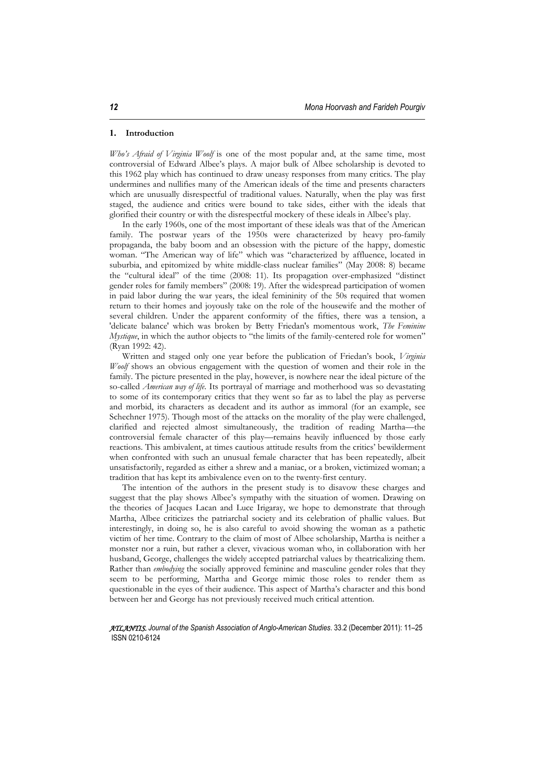## 1. Introduction

*Who's Afraid of Virginia Woolf* is one of the most popular and, at the same time, most controversial of Edward Albee's plays. A major bulk of Albee scholarship is devoted to this 1962 play which has continued to draw uneasy responses from many critics. The play undermines and nullifies many of the American ideals of the time and presents characters which are unusually disrespectful of traditional values. Naturally, when the play was first staged, the audience and critics were bound to take sides, either with the ideals that glorified their country or with the disrespectful mockery of these ideals in Albee's play.

In the early 1960s, one of the most important of these ideals was that of the American family. The postwar years of the 1950s were characterized by heavy pro-family propaganda, the baby boom and an obsession with the picture of the happy, domestic woman. "The American way of life" which was "characterized by affluence, located in suburbia, and epitomized by white middle-class nuclear families" (May 2008: 8) became the "cultural ideal" of the time (2008: 11). Its propagation over-emphasized "distinct gender roles for family members" (2008: 19). After the widespread participation of women in paid labor during the war years, the ideal femininity of the 50s required that women return to their homes and joyously take on the role of the housewife and the mother of several children. Under the apparent conformity of the fifties, there was a tension, a 'delicate balance' which was broken by Betty Friedan's momentous work, *The Feminine Mystique*, in which the author objects to "the limits of the family-centered role for women" (Ryan 1992: 42).

Written and staged only one year before the publication of Friedan's book, *Virginia Woolf* shows an obvious engagement with the question of women and their role in the family. The picture presented in the play, however, is nowhere near the ideal picture of the so-called *American way of life*. Its portrayal of marriage and motherhood was so devastating to some of its contemporary critics that they went so far as to label the play as perverse and morbid, its characters as decadent and its author as immoral (for an example, see Schechner 1975). Though most of the attacks on the morality of the play were challenged, clarified and rejected almost simultaneously, the tradition of reading Martha—the controversial female character of this play—remains heavily influenced by those early reactions. This ambivalent, at times cautious attitude results from the critics' bewilderment when confronted with such an unusual female character that has been repeatedly, albeit unsatisfactorily, regarded as either a shrew and a maniac, or a broken, victimized woman; a tradition that has kept its ambivalence even on to the twenty-first century.

The intention of the authors in the present study is to disavow these charges and suggest that the play shows Albee's sympathy with the situation of women. Drawing on the theories of Jacques Lacan and Luce Irigaray, we hope to demonstrate that through Martha, Albee criticizes the patriarchal society and its celebration of phallic values. But interestingly, in doing so, he is also careful to avoid showing the woman as a pathetic victim of her time. Contrary to the claim of most of Albee scholarship, Martha is neither a monster nor a ruin, but rather a clever, vivacious woman who, in collaboration with her husband, George, challenges the widely accepted patriarchal values by theatricalizing them. Rather than *embodying* the socially approved feminine and masculine gender roles that they seem to be performing, Martha and George mimic those roles to render them as questionable in the eyes of their audience. This aspect of Martha's character and this bond between her and George has not previously received much critical attention.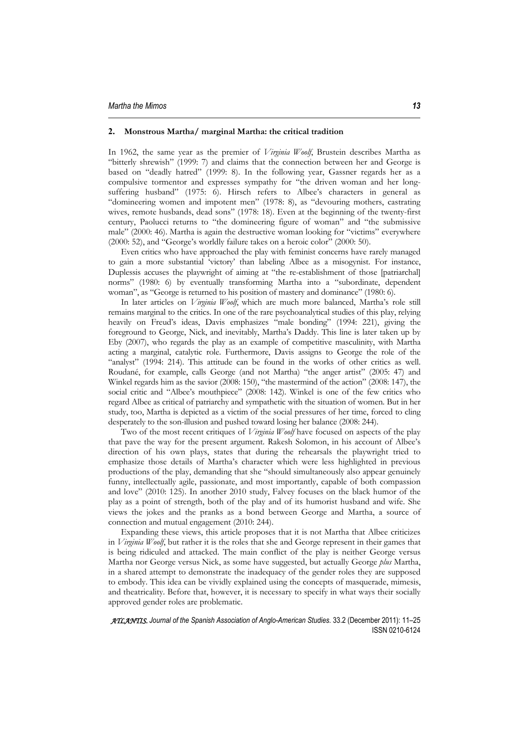## 2. Monstrous Martha/ marginal Martha: the critical tradition

In 1962, the same year as the premier of *Virginia Woolf*, Brustein describes Martha as "bitterly shrewish" (1999: 7) and claims that the connection between her and George is based on "deadly hatred" (1999: 8). In the following year, Gassner regards her as a compulsive tormentor and expresses sympathy for "the driven woman and her long-suffering husband" (1975: 6). Hirsch refers to Albee's characters in general as "domineering women and impotent men" (1978: 8), as "devouring mothers, castrating wives, remote husbands, dead sons" (1978: 18). Even at the beginning of the twenty-first century, Paolucci returns to "the domineering figure of woman" and "the submissive male" (2000: 46). Martha is again the destructive woman looking for "victims" everywhere (2000: 52), and "George's worldly failure takes on a heroic color" (2000: 50).

Even critics who have approached the play with feminist concerns have rarely managed to gain a more substantial 'victory' than labeling Albee as a misogynist. For instance, Duplessis accuses the playwright of aiming at "the re-establishment of those [patriarchal] norms" (1980: 6) by eventually transforming Martha into a "subordinate, dependent woman", as "George is returned to his position of mastery and dominance" (1980: 6).

In later articles on *Virginia Woolf*, which are much more balanced, Martha's role still remains marginal to the critics. In one of the rare psychoanalytical studies of this play, relying heavily on Freud's ideas, Davis emphasizes "male bonding" (1994: 221), giving the foreground to George, Nick, and inevitably, Martha's Daddy. This line is later taken up by Eby (2007), who regards the play as an example of competitive masculinity, with Martha acting a marginal, catalytic role. Furthermore, Davis assigns to George the role of the "analyst" (1994: 214). This attitude can be found in the works of other critics as well. Roudané, for example, calls George (and not Martha) "the anger artist" (2005: 47) and Winkel regards him as the savior (2008: 150), "the mastermind of the action" (2008: 147), the social critic and "Albee's mouthpiece" (2008: 142). Winkel is one of the few critics who regard Albee as critical of patriarchy and sympathetic with the situation of women. But in her study, too, Martha is depicted as a victim of the social pressures of her time, forced to cling desperately to the son-illusion and pushed toward losing her balance (2008: 244).

Two of the most recent critiques of *Virginia Woolf* have focused on aspects of the play that pave the way for the present argument. Rakesh Solomon, in his account of Albee's direction of his own plays, states that during the rehearsals the playwright tried to emphasize those details of Martha's character which were less highlighted in previous productions of the play, demanding that she "should simultaneously also appear genuinely funny, intellectually agile, passionate, and most importantly, capable of both compassion and love" (2010: 125). In another 2010 study, Falvey focuses on the black humor of the play as a point of strength, both of the play and of its humorist husband and wife. She views the jokes and the pranks as a bond between George and Martha, a source of connection and mutual engagement (2010: 244).

Expanding these views, this article proposes that it is not Martha that Albee criticizes in *Virginia Woolf*, but rather it is the roles that she and George represent in their games that is being ridiculed and attacked. The main conflict of the play is neither George versus Martha nor George versus Nick, as some have suggested, but actually George *plus* Martha, in a shared attempt to demonstrate the inadequacy of the gender roles they are supposed to embody. This idea can be vividly explained using the concepts of masquerade, mimesis, and theatricality. Before that, however, it is necessary to specify in what ways their socially approved gender roles are problematic.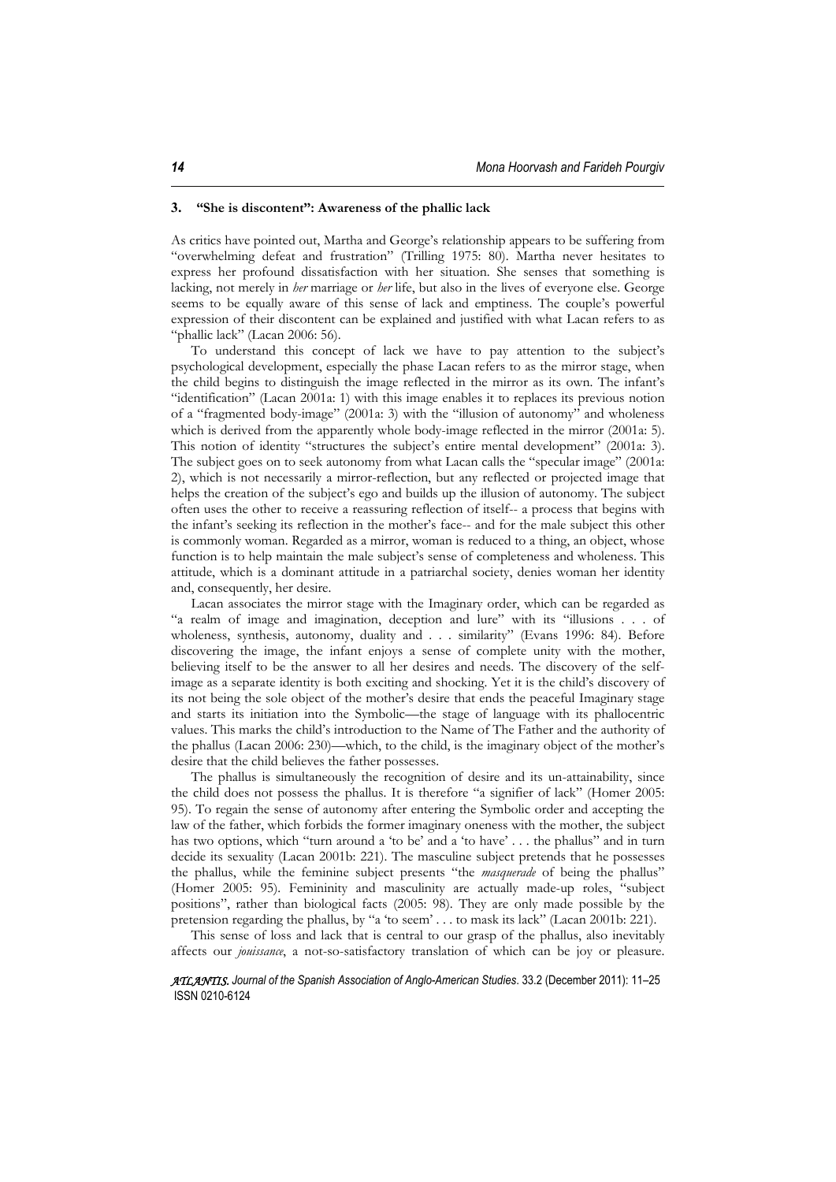### 3. "She is discontent": Awareness of the phallic lack

As critics have pointed out, Martha and George's relationship appears to be suffering from "overwhelming defeat and frustration" (Trilling 1975: 80). Martha never hesitates to express her profound dissatisfaction with her situation. She senses that something is lacking, not merely in *her* marriage or *her* life, but also in the lives of everyone else. George seems to be equally aware of this sense of lack and emptiness. The couple's powerful expression of their discontent can be explained and justified with what Lacan refers to as "phallic lack" (Lacan 2006: 56).

To understand this concept of lack we have to pay attention to the subject's psychological development, especially the phase Lacan refers to as the mirror stage, when the child begins to distinguish the image reflected in the mirror as its own. The infant's "identification" (Lacan 2001a: 1) with this image enables it to replaces its previous notion of a "fragmented body-image" (2001a: 3) with the "illusion of autonomy" and wholeness which is derived from the apparently whole body-image reflected in the mirror (2001a: 5). This notion of identity "structures the subject's entire mental development" (2001a: 3). The subject goes on to seek autonomy from what Lacan calls the "specular image" (2001a: 2), which is not necessarily a mirror-reflection, but any reflected or projected image that helps the creation of the subject's ego and builds up the illusion of autonomy. The subject often uses the other to receive a reassuring reflection of itself-- a process that begins with the infant's seeking its reflection in the mother's face-- and for the male subject this other is commonly woman. Regarded as a mirror, woman is reduced to a thing, an object, whose function is to help maintain the male subject's sense of completeness and wholeness. This attitude, which is a dominant attitude in a patriarchal society, denies woman her identity and, consequently, her desire.

Lacan associates the mirror stage with the Imaginary order, which can be regarded as "a realm of image and imagination, deception and lure" with its "illusions . . . of wholeness, synthesis, autonomy, duality and . . . similarity" (Evans 1996: 84). Before discovering the image, the infant enjoys a sense of complete unity with the mother, believing itself to be the answer to all her desires and needs. The discovery of the self-image as a separate identity is both exciting and shocking. Yet it is the child's discovery of its not being the sole object of the mother's desire that ends the peaceful Imaginary stage and starts its initiation into the Symbolic—the stage of language with its phallocentric values. This marks the child's introduction to the Name of The Father and the authority of the phallus (Lacan 2006: 230)—which, to the child, is the imaginary object of the mother's desire that the child believes the father possesses.

The phallus is simultaneously the recognition of desire and its un-attainability, since the child does not possess the phallus. It is therefore "a signifier of lack" (Homer 2005: 95). To regain the sense of autonomy after entering the Symbolic order and accepting the law of the father, which forbids the former imaginary oneness with the mother, the subject has two options, which "turn around a 'to be' and a 'to have' . . . the phallus" and in turn decide its sexuality (Lacan 2001b: 221). The masculine subject pretends that he possesses the phallus, while the feminine subject presents "the *masquerade* of being the phallus" (Homer 2005: 95). Femininity and masculinity are actually made-up roles, "subject positions", rather than biological facts (2005: 98). They are only made possible by the pretension regarding the phallus, by "a 'to seem' . . . to mask its lack" (Lacan 2001b: 221).

This sense of loss and lack that is central to our grasp of the phallus, also inevitably affects our *jouissance*, a not-so-satisfactory translation of which can be joy or pleasure.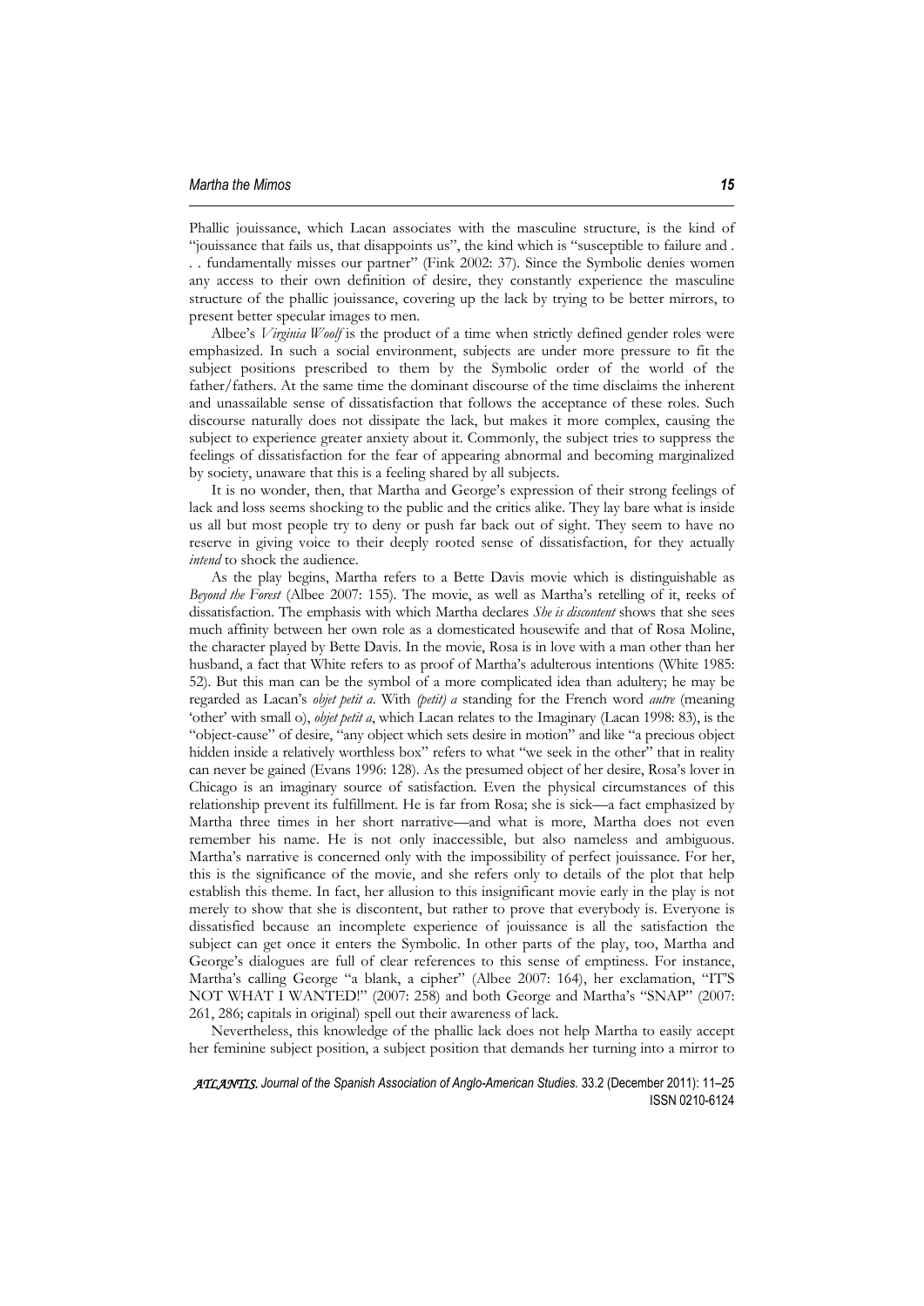Phallic jouissance, which Lacan associates with the masculine structure, is the kind of "jouissance that fails us, that disappoints us", the kind which is "susceptible to failure and . . . fundamentally misses our partner" (Fink 2002: 37). Since the Symbolic denies women any access to their own definition of desire, they constantly experience the masculine structure of the phallic jouissance, covering up the lack by trying to be better mirrors, to present better specular images to men.

Albee's *Virginia Woolf* is the product of a time when strictly defined gender roles were emphasized. In such a social environment, subjects are under more pressure to fit the subject positions prescribed to them by the Symbolic order of the world of the father/fathers. At the same time the dominant discourse of the time disclaims the inherent and unassailable sense of dissatisfaction that follows the acceptance of these roles. Such discourse naturally does not dissipate the lack, but makes it more complex, causing the subject to experience greater anxiety about it. Commonly, the subject tries to suppress the feelings of dissatisfaction for the fear of appearing abnormal and becoming marginalized by society, unaware that this is a feeling shared by all subjects.

It is no wonder, then, that Martha and George's expression of their strong feelings of lack and loss seems shocking to the public and the critics alike. They lay bare what is inside us all but most people try to deny or push far back out of sight. They seem to have no reserve in giving voice to their deeply rooted sense of dissatisfaction, for they actually *intend* to shock the audience.

As the play begins, Martha refers to a Bette Davis movie which is distinguishable as *Beyond the Forest* (Albee 2007: 155). The movie, as well as Martha's retelling of it, reeks of dissatisfaction. The emphasis with which Martha declares *She is discontent* shows that she sees much affinity between her own role as a domesticated housewife and that of Rosa Moline, the character played by Bette Davis. In the movie, Rosa is in love with a man other than her husband, a fact that White refers to as proof of Martha's adulterous intentions (White 1985: 52). But this man can be the symbol of a more complicated idea than adultery; he may be regarded as Lacan's *objet petit a*. With *(petit) a* standing for the French word *autre* (meaning 'other' with small o), *objet petit a*, which Lacan relates to the Imaginary (Lacan 1998: 83), is the "object-cause" of desire, "any object which sets desire in motion" and like "a precious object hidden inside a relatively worthless box" refers to what "we seek in the other" that in reality can never be gained (Evans 1996: 128). As the presumed object of her desire, Rosa's lover in Chicago is an imaginary source of satisfaction. Even the physical circumstances of this relationship prevent its fulfillment. He is far from Rosa; she is sick—a fact emphasized by Martha three times in her short narrative—and what is more, Martha does not even remember his name. He is not only inaccessible, but also nameless and ambiguous. Martha's narrative is concerned only with the impossibility of perfect jouissance. For her, this is the significance of the movie, and she refers only to details of the plot that help establish this theme. In fact, her allusion to this insignificant movie early in the play is not merely to show that she is discontent, but rather to prove that everybody is. Everyone is dissatisfied because an incomplete experience of jouissance is all the satisfaction the subject can get once it enters the Symbolic. In other parts of the play, too, Martha and George's dialogues are full of clear references to this sense of emptiness. For instance, Martha's calling George "a blank, a cipher" (Albee 2007: 164), her exclamation, "IT'S NOT WHAT I WANTED!" (2007: 258) and both George and Martha's "SNAP" (2007: 261, 286; capitals in original) spell out their awareness of lack.

Nevertheless, this knowledge of the phallic lack does not help Martha to easily accept her feminine subject position, a subject position that demands her turning into a mirror to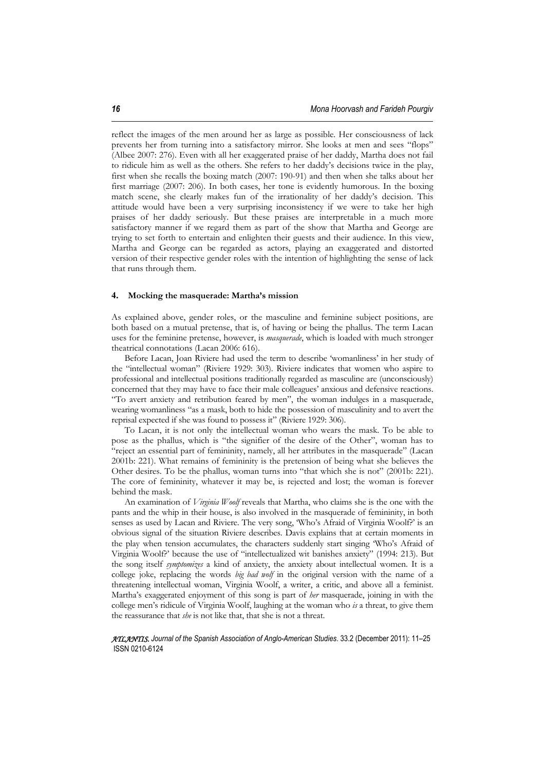reflect the images of the men around her as large as possible. Her consciousness of lack prevents her from turning into a satisfactory mirror. She looks at men and sees "flops" (Albee 2007: 276). Even with all her exaggerated praise of her daddy, Martha does not fail to ridicule him as well as the others. She refers to her daddy's decisions twice in the play, first when she recalls the boxing match (2007: 190-91) and then when she talks about her first marriage (2007: 206). In both cases, her tone is evidently humorous. In the boxing match scene, she clearly makes fun of the irrationality of her daddy's decision. This attitude would have been a very surprising inconsistency if we were to take her high praises of her daddy seriously. But these praises are interpretable in a much more satisfactory manner if we regard them as part of the show that Martha and George are trying to set forth to entertain and enlighten their guests and their audience. In this view, Martha and George can be regarded as actors, playing an exaggerated and distorted version of their respective gender roles with the intention of highlighting the sense of lack that runs through them.

## 4. Mocking the masquerade: Martha's mission

As explained above, gender roles, or the masculine and feminine subject positions, are both based on a mutual pretense, that is, of having or being the phallus. The term Lacan uses for the feminine pretense, however, is *masquerade*, which is loaded with much stronger theatrical connotations (Lacan 2006: 616).

Before Lacan, Joan Riviere had used the term to describe 'womanliness' in her study of the "intellectual woman" (Riviere 1929: 303). Riviere indicates that women who aspire to professional and intellectual positions traditionally regarded as masculine are (unconsciously) concerned that they may have to face their male colleagues' anxious and defensive reactions. "To avert anxiety and retribution feared by men", the woman indulges in a masquerade, wearing womanliness "as a mask, both to hide the possession of masculinity and to avert the reprisal expected if she was found to possess it" (Riviere 1929: 306).

To Lacan, it is not only the intellectual woman who wears the mask. To be able to pose as the phallus, which is "the signifier of the desire of the Other", woman has to "reject an essential part of femininity, namely, all her attributes in the masquerade" (Lacan 2001b: 221). What remains of femininity is the pretension of being what she believes the Other desires. To be the phallus, woman turns into "that which she is not" (2001b: 221). The core of femininity, whatever it may be, is rejected and lost; the woman is forever behind the mask.

An examination of *Virginia Woolf* reveals that Martha, who claims she is the one with the pants and the whip in their house, is also involved in the masquerade of femininity, in both senses as used by Lacan and Riviere. The very song, 'Who's Afraid of Virginia Woolf?' is an obvious signal of the situation Riviere describes. Davis explains that at certain moments in the play when tension accumulates, the characters suddenly start singing 'Who's Afraid of Virginia Woolf?' because the use of "intellectualized wit banishes anxiety" (1994: 213). But the song itself *symptomizes* a kind of anxiety, the anxiety about intellectual women. It is a college joke, replacing the words *big bad wolf* in the original version with the name of a threatening intellectual woman, Virginia Woolf, a writer, a critic, and above all a feminist. Martha's exaggerated enjoyment of this song is part of *her* masquerade, joining in with the college men's ridicule of Virginia Woolf, laughing at the woman who *is* a threat, to give them the reassurance that *she* is not like that, that she is not a threat.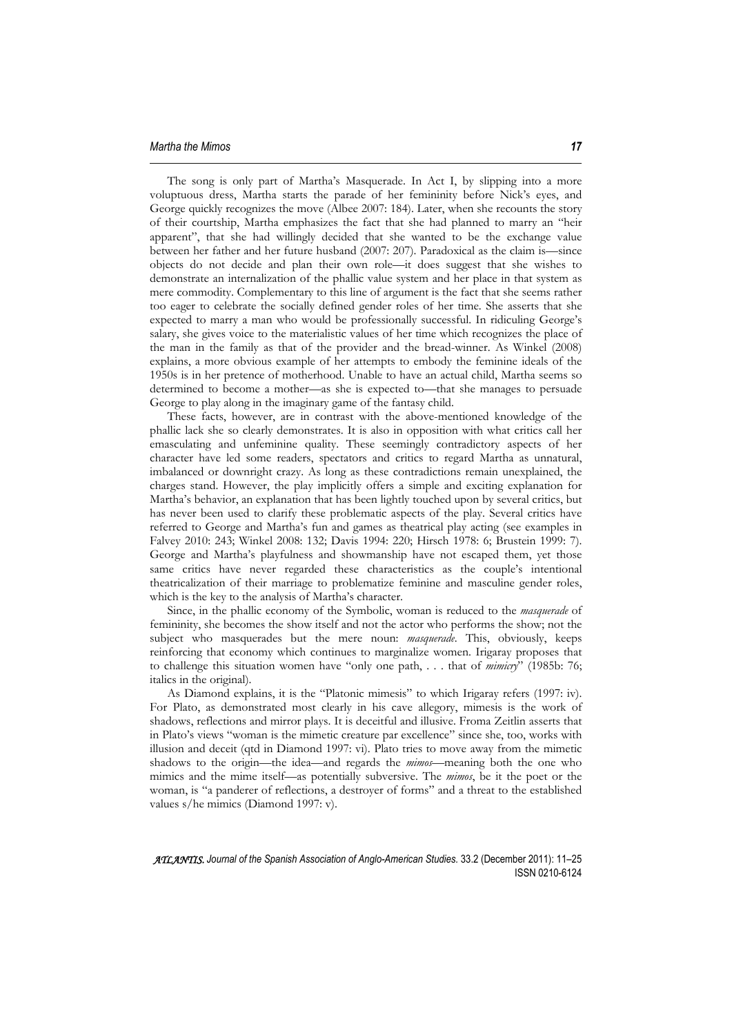The song is only part of Martha's Masquerade. In Act I, by slipping into a more voluptuous dress, Martha starts the parade of her femininity before Nick's eyes, and George quickly recognizes the move (Albee 2007: 184). Later, when she recounts the story of their courtship, Martha emphasizes the fact that she had planned to marry an "heir apparent", that she had willingly decided that she wanted to be the exchange value between her father and her future husband (2007: 207). Paradoxical as the claim is—since objects do not decide and plan their own role—it does suggest that she wishes to demonstrate an internalization of the phallic value system and her place in that system as mere commodity. Complementary to this line of argument is the fact that she seems rather too eager to celebrate the socially defined gender roles of her time. She asserts that she expected to marry a man who would be professionally successful. In ridiculing George's salary, she gives voice to the materialistic values of her time which recognizes the place of the man in the family as that of the provider and the bread-winner. As Winkel (2008) explains, a more obvious example of her attempts to embody the feminine ideals of the 1950s is in her pretence of motherhood. Unable to have an actual child, Martha seems so determined to become a mother—as she is expected to—that she manages to persuade George to play along in the imaginary game of the fantasy child.

These facts, however, are in contrast with the above-mentioned knowledge of the phallic lack she so clearly demonstrates. It is also in opposition with what critics call her emasculating and unfeminine quality. These seemingly contradictory aspects of her character have led some readers, spectators and critics to regard Martha as unnatural, imbalanced or downright crazy. As long as these contradictions remain unexplained, the charges stand. However, the play implicitly offers a simple and exciting explanation for Martha's behavior, an explanation that has been lightly touched upon by several critics, but has never been used to clarify these problematic aspects of the play. Several critics have referred to George and Martha's fun and games as theatrical play acting (see examples in Falvey 2010: 243; Winkel 2008: 132; Davis 1994: 220; Hirsch 1978: 6; Brustein 1999: 7). George and Martha's playfulness and showmanship have not escaped them, yet those same critics have never regarded these characteristics as the couple's intentional theatricalization of their marriage to problematize feminine and masculine gender roles, which is the key to the analysis of Martha's character.

Since, in the phallic economy of the Symbolic, woman is reduced to the *masquerade* of femininity, she becomes the show itself and not the actor who performs the show; not the subject who masquerades but the mere noun: *masquerade*. This, obviously, keeps reinforcing that economy which continues to marginalize women. Irigaray proposes that to challenge this situation women have "only one path, . . . that of *mimicry*" (1985b: 76; italics in the original).

As Diamond explains, it is the "Platonic mimesis" to which Irigaray refers (1997: iv). For Plato, as demonstrated most clearly in his cave allegory, mimesis is the work of shadows, reflections and mirror plays. It is deceitful and illusive. Froma Zeitlin asserts that in Plato's views "woman is the mimetic creature par excellence" since she, too, works with illusion and deceit (qtd in Diamond 1997: vi). Plato tries to move away from the mimetic shadows to the origin—the idea—and regards the *mimos*—meaning both the one who mimics and the mime itself—as potentially subversive. The *mimos*, be it the poet or the woman, is "a panderer of reflections, a destroyer of forms" and a threat to the established values s/he mimics (Diamond 1997: v).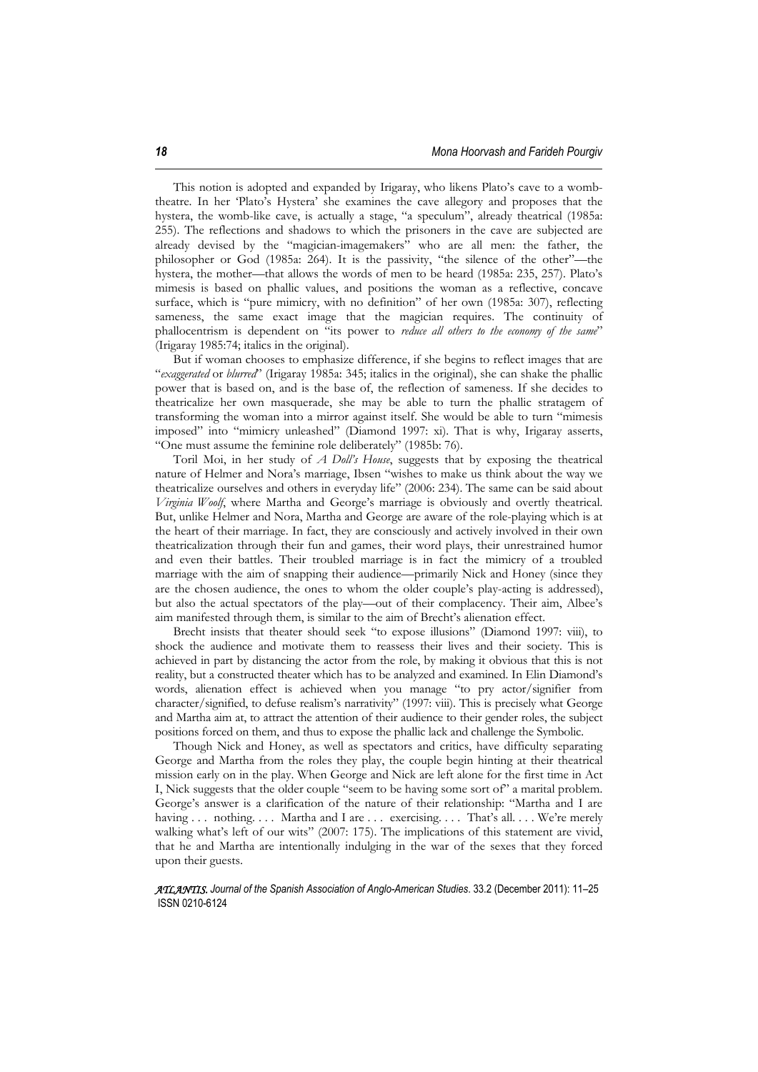This notion is adopted and expanded by Irigaray, who likens Plato's cave to a womb-theatre. In her 'Plato's Hystera' she examines the cave allegory and proposes that the hystera, the womb-like cave, is actually a stage, "a speculum", already theatrical (1985a: 255). The reflections and shadows to which the prisoners in the cave are subjected are already devised by the "magician-imagemakers" who are all men: the father, the philosopher or God (1985a: 264). It is the passivity, "the silence of the other"—the hystera, the mother—that allows the words of men to be heard (1985a: 235, 257). Plato's mimesis is based on phallic values, and positions the woman as a reflective, concave surface, which is "pure mimicry, with no definition" of her own (1985a: 307), reflecting sameness, the same exact image that the magician requires. The continuity of phallocentrism is dependent on "its power to *reduce all others to the economy of the same*" (Irigaray 1985:74; italics in the original).

But if woman chooses to emphasize difference, if she begins to reflect images that are "*exaggerated* or *blurred*" (Irigaray 1985a: 345; italics in the original), she can shake the phallic power that is based on, and is the base of, the reflection of sameness. If she decides to theatricalize her own masquerade, she may be able to turn the phallic stratagem of transforming the woman into a mirror against itself. She would be able to turn "mimesis imposed" into "mimicry unleashed" (Diamond 1997: xi). That is why, Irigaray asserts, "One must assume the feminine role deliberately" (1985b: 76).

Toril Moi, in her study of *A Doll's House*, suggests that by exposing the theatrical nature of Helmer and Nora's marriage, Ibsen "wishes to make us think about the way we theatricalize ourselves and others in everyday life" (2006: 234). The same can be said about *Virginia Woolf*, where Martha and George's marriage is obviously and overtly theatrical. But, unlike Helmer and Nora, Martha and George are aware of the role-playing which is at the heart of their marriage. In fact, they are consciously and actively involved in their own theatricalization through their fun and games, their word plays, their unrestrained humor and even their battles. Their troubled marriage is in fact the mimicry of a troubled marriage with the aim of snapping their audience—primarily Nick and Honey (since they are the chosen audience, the ones to whom the older couple's play-acting is addressed), but also the actual spectators of the play—out of their complacency. Their aim, Albee's aim manifested through them, is similar to the aim of Brecht's alienation effect.

Brecht insists that theater should seek "to expose illusions" (Diamond 1997: viii), to shock the audience and motivate them to reassess their lives and their society. This is achieved in part by distancing the actor from the role, by making it obvious that this is not reality, but a constructed theater which has to be analyzed and examined. In Elin Diamond's words, alienation effect is achieved when you manage "to pry actor/signifier from character/signified, to defuse realism's narrativity" (1997: viii). This is precisely what George and Martha aim at, to attract the attention of their audience to their gender roles, the subject positions forced on them, and thus to expose the phallic lack and challenge the Symbolic.

Though Nick and Honey, as well as spectators and critics, have difficulty separating George and Martha from the roles they play, the couple begin hinting at their theatrical mission early on in the play. When George and Nick are left alone for the first time in Act I, Nick suggests that the older couple "seem to be having some sort of" a marital problem. George's answer is a clarification of the nature of their relationship: "Martha and I are having . . . nothing. . . . Martha and I are . . . exercising. . . . That's all. . . . We're merely walking what's left of our wits" (2007: 175). The implications of this statement are vivid, that he and Martha are intentionally indulging in the war of the sexes that they forced upon their guests.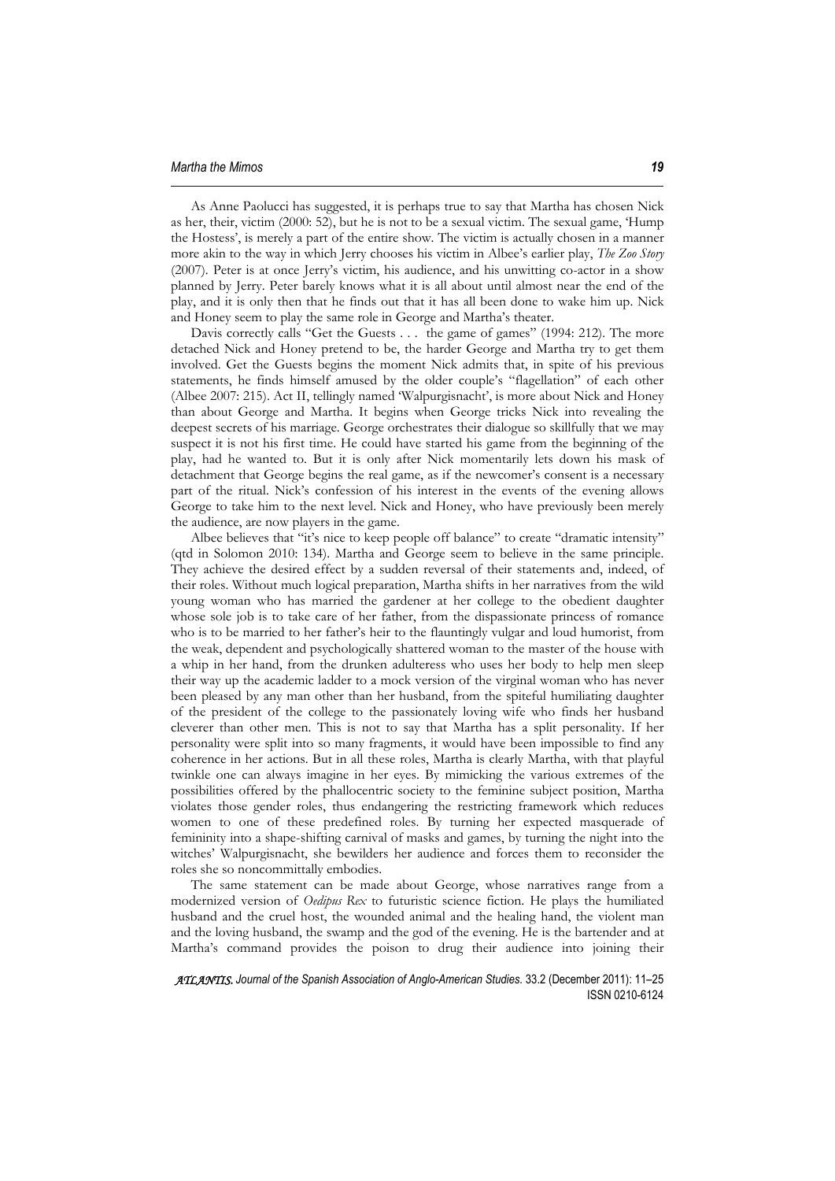As Anne Paolucci has suggested, it is perhaps true to say that Martha has chosen Nick as her, their, victim (2000: 52), but he is not to be a sexual victim. The sexual game, 'Hump the Hostess', is merely a part of the entire show. The victim is actually chosen in a manner more akin to the way in which Jerry chooses his victim in Albee's earlier play, *The Zoo Story* (2007). Peter is at once Jerry's victim, his audience, and his unwitting co-actor in a show planned by Jerry. Peter barely knows what it is all about until almost near the end of the play, and it is only then that he finds out that it has all been done to wake him up. Nick and Honey seem to play the same role in George and Martha's theater.

Davis correctly calls "Get the Guests . . . the game of games" (1994: 212). The more detached Nick and Honey pretend to be, the harder George and Martha try to get them involved. Get the Guests begins the moment Nick admits that, in spite of his previous statements, he finds himself amused by the older couple's "flagellation" of each other (Albee 2007: 215). Act II, tellingly named 'Walpurgisnacht', is more about Nick and Honey than about George and Martha. It begins when George tricks Nick into revealing the deepest secrets of his marriage. George orchestrates their dialogue so skillfully that we may suspect it is not his first time. He could have started his game from the beginning of the play, had he wanted to. But it is only after Nick momentarily lets down his mask of detachment that George begins the real game, as if the newcomer's consent is a necessary part of the ritual. Nick's confession of his interest in the events of the evening allows George to take him to the next level. Nick and Honey, who have previously been merely the audience, are now players in the game.

Albee believes that "it's nice to keep people off balance" to create "dramatic intensity" (qtd in Solomon 2010: 134). Martha and George seem to believe in the same principle. They achieve the desired effect by a sudden reversal of their statements and, indeed, of their roles. Without much logical preparation, Martha shifts in her narratives from the wild young woman who has married the gardener at her college to the obedient daughter whose sole job is to take care of her father, from the dispassionate princess of romance who is to be married to her father's heir to the flauntingly vulgar and loud humorist, from the weak, dependent and psychologically shattered woman to the master of the house with a whip in her hand, from the drunken adulteress who uses her body to help men sleep their way up the academic ladder to a mock version of the virginal woman who has never been pleased by any man other than her husband, from the spiteful humiliating daughter of the president of the college to the passionately loving wife who finds her husband cleverer than other men. This is not to say that Martha has a split personality. If her personality were split into so many fragments, it would have been impossible to find any coherence in her actions. But in all these roles, Martha is clearly Martha, with that playful twinkle one can always imagine in her eyes. By mimicking the various extremes of the possibilities offered by the phallocentric society to the feminine subject position, Martha violates those gender roles, thus endangering the restricting framework which reduces women to one of these predefined roles. By turning her expected masquerade of femininity into a shape-shifting carnival of masks and games, by turning the night into the witches' Walpurgisnacht, she bewilders her audience and forces them to reconsider the roles she so noncommittally embodies.

The same statement can be made about George, whose narratives range from a modernized version of *Oedipus Rex* to futuristic science fiction. He plays the humiliated husband and the cruel host, the wounded animal and the healing hand, the violent man and the loving husband, the swamp and the god of the evening. He is the bartender and at Martha's command provides the poison to drug their audience into joining their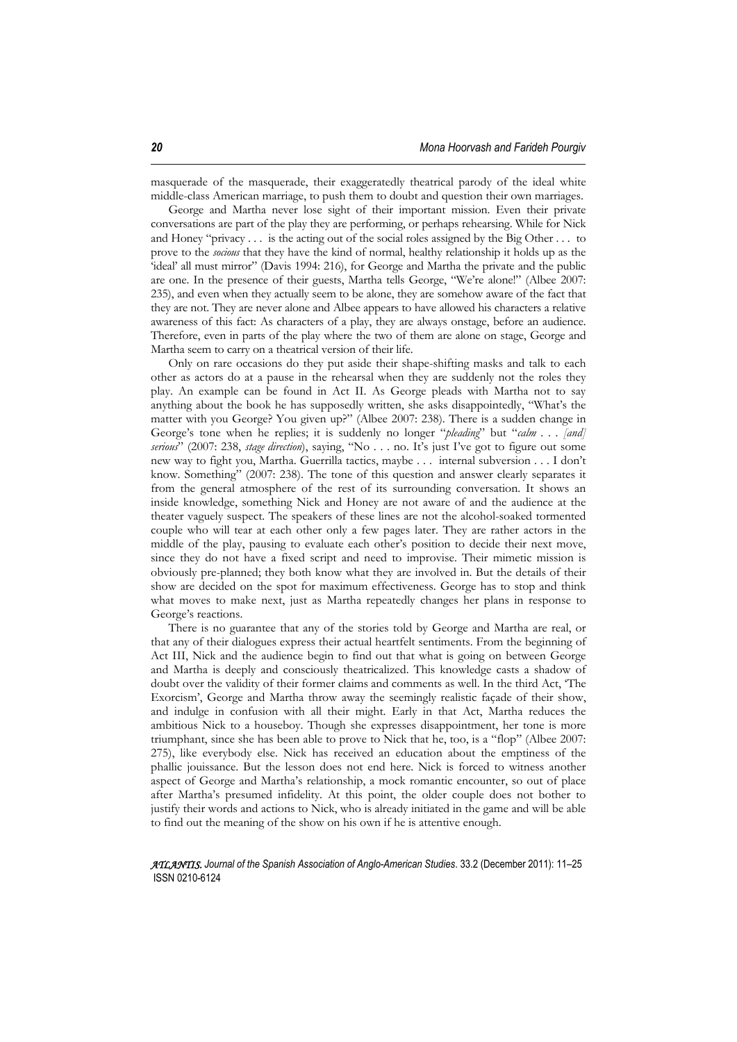masquerade of the masquerade, their exaggeratedly theatrical parody of the ideal white middle-class American marriage, to push them to doubt and question their own marriages.

George and Martha never lose sight of their important mission. Even their private conversations are part of the play they are performing, or perhaps rehearsing. While for Nick and Honey "privacy . . . is the acting out of the social roles assigned by the Big Other . . . to prove to the *socious* that they have the kind of normal, healthy relationship it holds up as the 'ideal' all must mirror" (Davis 1994: 216), for George and Martha the private and the public are one. In the presence of their guests, Martha tells George, "We're alone!" (Albee 2007: 235), and even when they actually seem to be alone, they are somehow aware of the fact that they are not. They are never alone and Albee appears to have allowed his characters a relative awareness of this fact: As characters of a play, they are always onstage, before an audience. Therefore, even in parts of the play where the two of them are alone on stage, George and Martha seem to carry on a theatrical version of their life.

Only on rare occasions do they put aside their shape-shifting masks and talk to each other as actors do at a pause in the rehearsal when they are suddenly not the roles they play. An example can be found in Act II. As George pleads with Martha not to say anything about the book he has supposedly written, she asks disappointedly, "What's the matter with you George? You given up?" (Albee 2007: 238). There is a sudden change in George's tone when he replies; it is suddenly no longer "*pleading*" but "*calm . . . [and] serious*" (2007: 238, *stage direction*), saying, "No . . . no. It's just I've got to figure out some new way to fight you, Martha. Guerrilla tactics, maybe . . . internal subversion . . . I don't know. Something" (2007: 238). The tone of this question and answer clearly separates it from the general atmosphere of the rest of its surrounding conversation. It shows an inside knowledge, something Nick and Honey are not aware of and the audience at the theater vaguely suspect. The speakers of these lines are not the alcohol-soaked tormented couple who will tear at each other only a few pages later. They are rather actors in the middle of the play, pausing to evaluate each other's position to decide their next move, since they do not have a fixed script and need to improvise. Their mimetic mission is obviously pre-planned; they both know what they are involved in. But the details of their show are decided on the spot for maximum effectiveness. George has to stop and think what moves to make next, just as Martha repeatedly changes her plans in response to George's reactions.

There is no guarantee that any of the stories told by George and Martha are real, or that any of their dialogues express their actual heartfelt sentiments. From the beginning of Act III, Nick and the audience begin to find out that what is going on between George and Martha is deeply and consciously theatricalized. This knowledge casts a shadow of doubt over the validity of their former claims and comments as well. In the third Act, 'The Exorcism', George and Martha throw away the seemingly realistic façade of their show, and indulge in confusion with all their might. Early in that Act, Martha reduces the ambitious Nick to a houseboy. Though she expresses disappointment, her tone is more triumphant, since she has been able to prove to Nick that he, too, is a "flop" (Albee 2007: 275), like everybody else. Nick has received an education about the emptiness of the phallic jouissance. But the lesson does not end here. Nick is forced to witness another aspect of George and Martha's relationship, a mock romantic encounter, so out of place after Martha's presumed infidelity. At this point, the older couple does not bother to justify their words and actions to Nick, who is already initiated in the game and will be able to find out the meaning of the show on his own if he is attentive enough.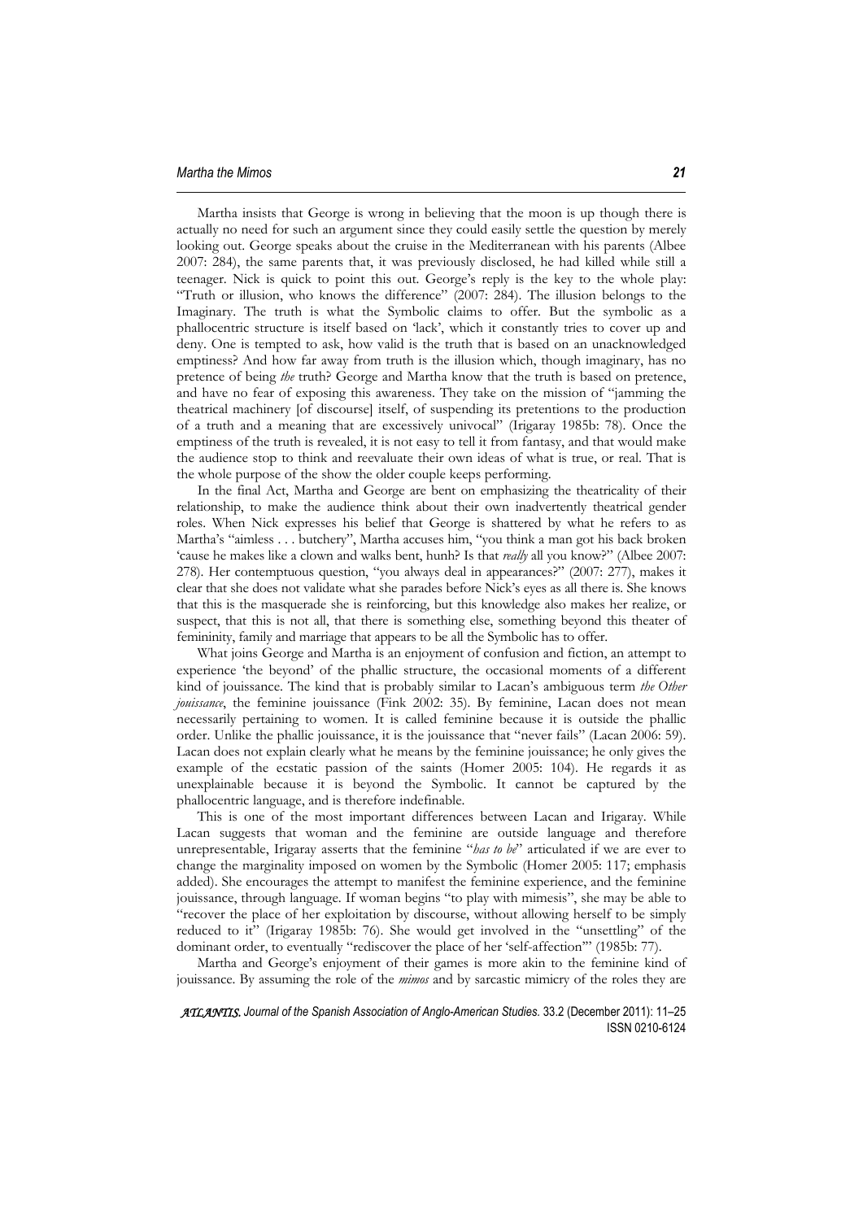Martha insists that George is wrong in believing that the moon is up though there is actually no need for such an argument since they could easily settle the question by merely looking out. George speaks about the cruise in the Mediterranean with his parents (Albee 2007: 284), the same parents that, it was previously disclosed, he had killed while still a teenager. Nick is quick to point this out. George's reply is the key to the whole play: "Truth or illusion, who knows the difference" (2007: 284). The illusion belongs to the Imaginary. The truth is what the Symbolic claims to offer. But the symbolic as a phallocentric structure is itself based on 'lack', which it constantly tries to cover up and deny. One is tempted to ask, how valid is the truth that is based on an unacknowledged emptiness? And how far away from truth is the illusion which, though imaginary, has no pretence of being *the* truth? George and Martha know that the truth is based on pretence, and have no fear of exposing this awareness. They take on the mission of "jamming the theatrical machinery [of discourse] itself, of suspending its pretentions to the production of a truth and a meaning that are excessively univocal" (Irigaray 1985b: 78). Once the emptiness of the truth is revealed, it is not easy to tell it from fantasy, and that would make the audience stop to think and reevaluate their own ideas of what is true, or real. That is the whole purpose of the show the older couple keeps performing.

In the final Act, Martha and George are bent on emphasizing the theatricality of their relationship, to make the audience think about their own inadvertently theatrical gender roles. When Nick expresses his belief that George is shattered by what he refers to as Martha's "aimless . . . butchery", Martha accuses him, "you think a man got his back broken 'cause he makes like a clown and walks bent, hunh? Is that *really* all you know?" (Albee 2007: 278). Her contemptuous question, "you always deal in appearances?" (2007: 277), makes it clear that she does not validate what she parades before Nick's eyes as all there is. She knows that this is the masquerade she is reinforcing, but this knowledge also makes her realize, or suspect, that this is not all, that there is something else, something beyond this theater of femininity, family and marriage that appears to be all the Symbolic has to offer.

What joins George and Martha is an enjoyment of confusion and fiction, an attempt to experience 'the beyond' of the phallic structure, the occasional moments of a different kind of jouissance. The kind that is probably similar to Lacan's ambiguous term *the Other jouissance*, the feminine jouissance (Fink 2002: 35). By feminine, Lacan does not mean necessarily pertaining to women. It is called feminine because it is outside the phallic order. Unlike the phallic jouissance, it is the jouissance that "never fails" (Lacan 2006: 59). Lacan does not explain clearly what he means by the feminine jouissance; he only gives the example of the ecstatic passion of the saints (Homer 2005: 104). He regards it as unexplainable because it is beyond the Symbolic. It cannot be captured by the phallocentric language, and is therefore indefinable.

This is one of the most important differences between Lacan and Irigaray. While Lacan suggests that woman and the feminine are outside language and therefore unrepresentable, Irigaray asserts that the feminine "*has to be*" articulated if we are ever to change the marginality imposed on women by the Symbolic (Homer 2005: 117; emphasis added). She encourages the attempt to manifest the feminine experience, and the feminine jouissance, through language. If woman begins "to play with mimesis", she may be able to "recover the place of her exploitation by discourse, without allowing herself to be simply reduced to it" (Irigaray 1985b: 76). She would get involved in the "unsettling" of the dominant order, to eventually "rediscover the place of her 'self-affection'" (1985b: 77).

Martha and George's enjoyment of their games is more akin to the feminine kind of jouissance. By assuming the role of the *mimos* and by sarcastic mimicry of the roles they are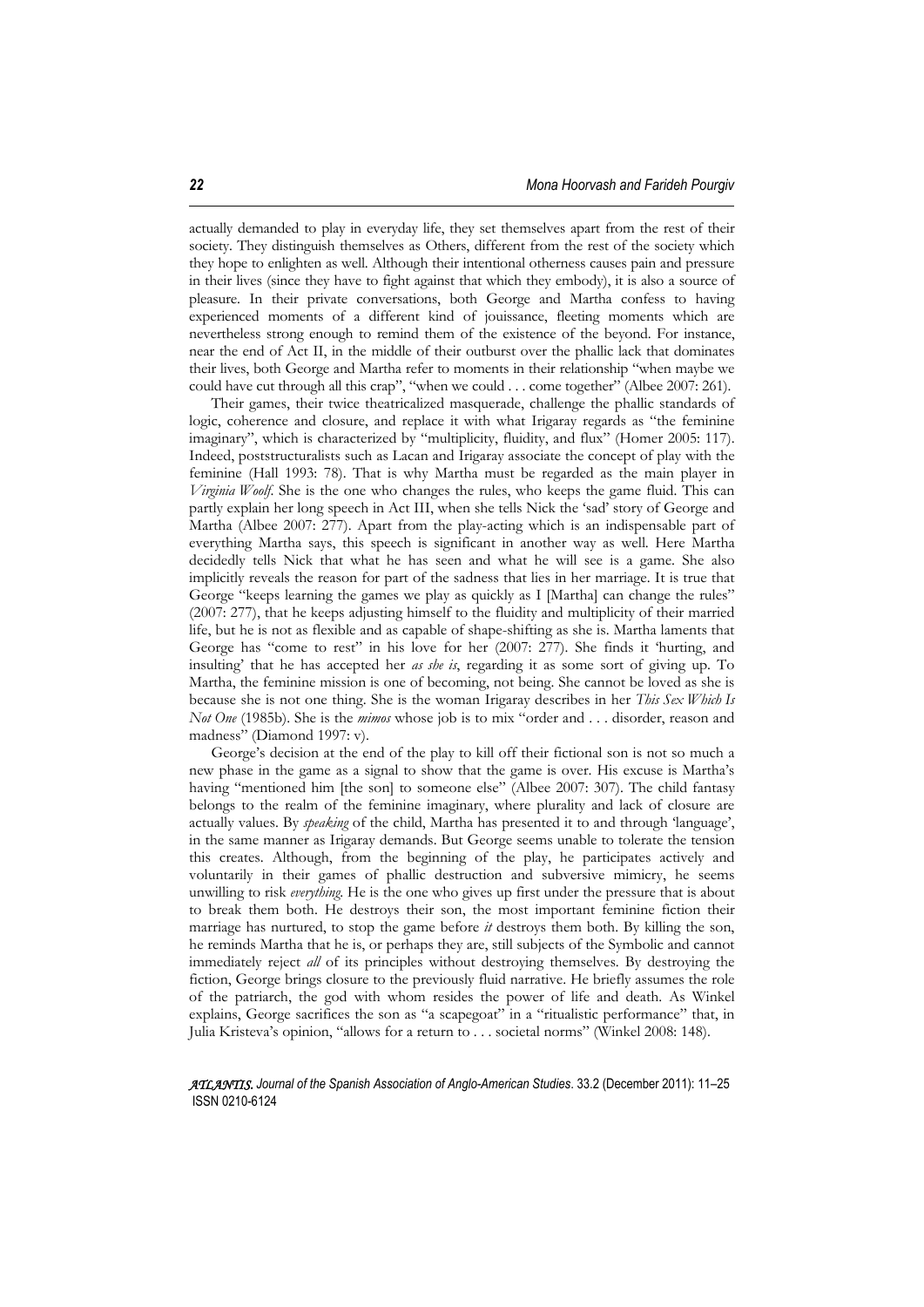actually demanded to play in everyday life, they set themselves apart from the rest of their society. They distinguish themselves as Others, different from the rest of the society which they hope to enlighten as well. Although their intentional otherness causes pain and pressure in their lives (since they have to fight against that which they embody), it is also a source of pleasure. In their private conversations, both George and Martha confess to having experienced moments of a different kind of jouissance, fleeting moments which are nevertheless strong enough to remind them of the existence of the beyond. For instance, near the end of Act II, in the middle of their outburst over the phallic lack that dominates their lives, both George and Martha refer to moments in their relationship "when maybe we could have cut through all this crap", "when we could . . . come together" (Albee 2007: 261).

Their games, their twice theatricalized masquerade, challenge the phallic standards of logic, coherence and closure, and replace it with what Irigaray regards as "the feminine imaginary", which is characterized by "multiplicity, fluidity, and flux" (Homer 2005: 117). Indeed, poststructuralists such as Lacan and Irigaray associate the concept of play with the feminine (Hall 1993: 78). That is why Martha must be regarded as the main player in *Virginia Woolf*. She is the one who changes the rules, who keeps the game fluid. This can partly explain her long speech in Act III, when she tells Nick the 'sad' story of George and Martha (Albee 2007: 277). Apart from the play-acting which is an indispensable part of everything Martha says, this speech is significant in another way as well. Here Martha decidedly tells Nick that what he has seen and what he will see is a game. She also implicitly reveals the reason for part of the sadness that lies in her marriage. It is true that George "keeps learning the games we play as quickly as I [Martha] can change the rules" (2007: 277), that he keeps adjusting himself to the fluidity and multiplicity of their married life, but he is not as flexible and as capable of shape-shifting as she is. Martha laments that George has "come to rest" in his love for her (2007: 277). She finds it 'hurting, and insulting' that he has accepted her *as she is*, regarding it as some sort of giving up. To Martha, the feminine mission is one of becoming, not being. She cannot be loved as she is because she is not one thing. She is the woman Irigaray describes in her *This Sex Which Is Not One* (1985b). She is the *mimos* whose job is to mix "order and . . . disorder, reason and madness" (Diamond 1997: v).

George's decision at the end of the play to kill off their fictional son is not so much a new phase in the game as a signal to show that the game is over. His excuse is Martha's having "mentioned him [the son] to someone else" (Albee 2007: 307). The child fantasy belongs to the realm of the feminine imaginary, where plurality and lack of closure are actually values. By *speaking* of the child, Martha has presented it to and through 'language', in the same manner as Irigaray demands. But George seems unable to tolerate the tension this creates. Although, from the beginning of the play, he participates actively and voluntarily in their games of phallic destruction and subversive mimicry, he seems unwilling to risk *everything*. He is the one who gives up first under the pressure that is about to break them both. He destroys their son, the most important feminine fiction their marriage has nurtured, to stop the game before *it* destroys them both. By killing the son, he reminds Martha that he is, or perhaps they are, still subjects of the Symbolic and cannot immediately reject *all* of its principles without destroying themselves. By destroying the fiction, George brings closure to the previously fluid narrative. He briefly assumes the role of the patriarch, the god with whom resides the power of life and death. As Winkel explains, George sacrifices the son as "a scapegoat" in a "ritualistic performance" that, in Julia Kristeva's opinion, "allows for a return to . . . societal norms" (Winkel 2008: 148).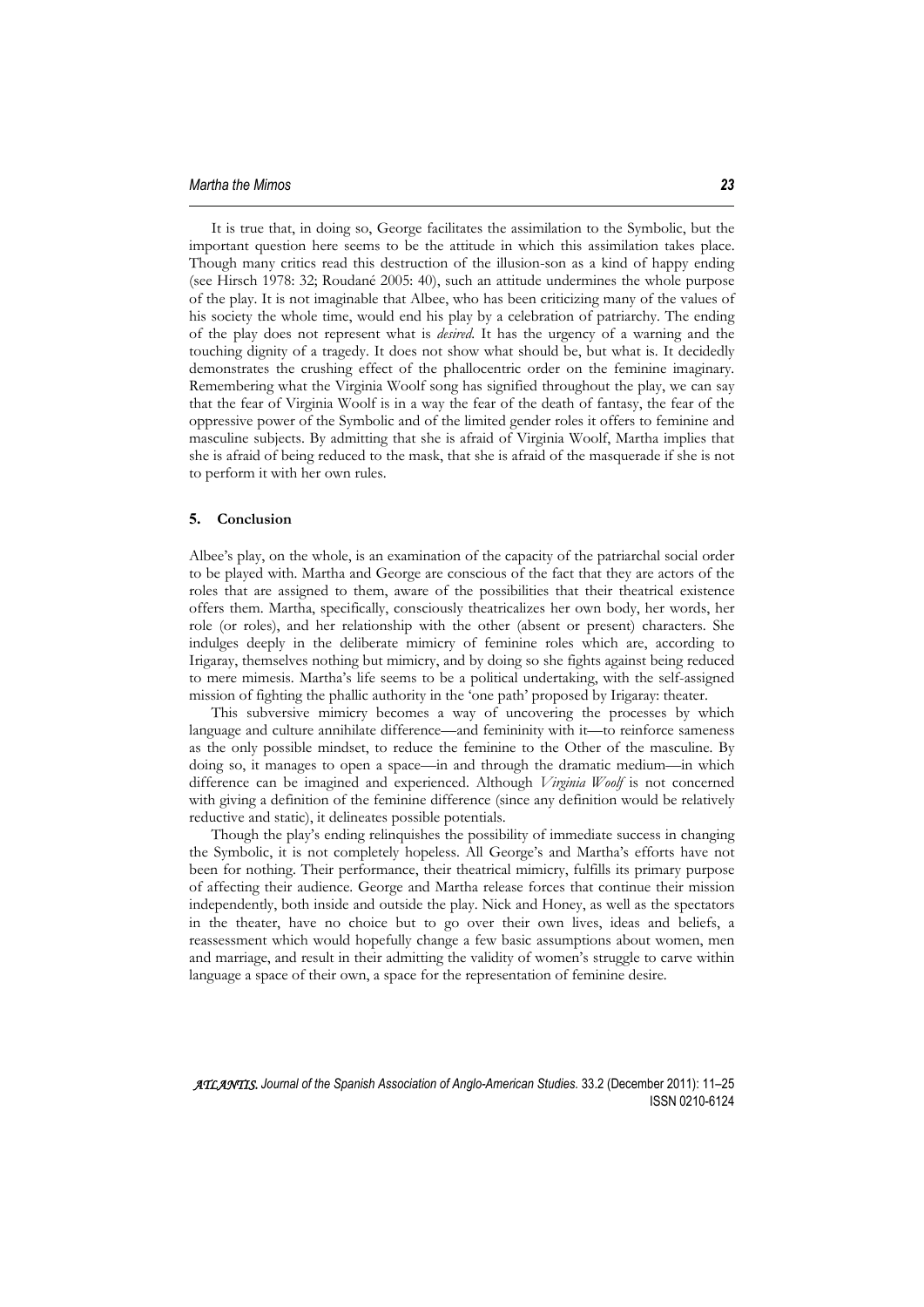It is true that, in doing so, George facilitates the assimilation to the Symbolic, but the important question here seems to be the attitude in which this assimilation takes place. Though many critics read this destruction of the illusion-son as a kind of happy ending (see Hirsch 1978: 32; Roudané 2005: 40), such an attitude undermines the whole purpose of the play. It is not imaginable that Albee, who has been criticizing many of the values of his society the whole time, would end his play by a celebration of patriarchy. The ending of the play does not represent what is *desired*. It has the urgency of a warning and the touching dignity of a tragedy. It does not show what should be, but what is. It decidedly demonstrates the crushing effect of the phallocentric order on the feminine imaginary. Remembering what the Virginia Woolf song has signified throughout the play, we can say that the fear of Virginia Woolf is in a way the fear of the death of fantasy, the fear of the oppressive power of the Symbolic and of the limited gender roles it offers to feminine and masculine subjects. By admitting that she is afraid of Virginia Woolf, Martha implies that she is afraid of being reduced to the mask, that she is afraid of the masquerade if she is not to perform it with her own rules.

## 5. Conclusion

Albee's play, on the whole, is an examination of the capacity of the patriarchal social order to be played with. Martha and George are conscious of the fact that they are actors of the roles that are assigned to them, aware of the possibilities that their theatrical existence offers them. Martha, specifically, consciously theatricalizes her own body, her words, her role (or roles), and her relationship with the other (absent or present) characters. She indulges deeply in the deliberate mimicry of feminine roles which are, according to Irigaray, themselves nothing but mimicry, and by doing so she fights against being reduced to mere mimesis. Martha's life seems to be a political undertaking, with the self-assigned mission of fighting the phallic authority in the 'one path' proposed by Irigaray: theater.

This subversive mimicry becomes a way of uncovering the processes by which language and culture annihilate difference—and femininity with it—to reinforce sameness as the only possible mindset, to reduce the feminine to the Other of the masculine. By doing so, it manages to open a space—in and through the dramatic medium—in which difference can be imagined and experienced. Although *Virginia Woolf* is not concerned with giving a definition of the feminine difference (since any definition would be relatively reductive and static), it delineates possible potentials.

Though the play's ending relinquishes the possibility of immediate success in changing the Symbolic, it is not completely hopeless. All George's and Martha's efforts have not been for nothing. Their performance, their theatrical mimicry, fulfills its primary purpose of affecting their audience. George and Martha release forces that continue their mission independently, both inside and outside the play. Nick and Honey, as well as the spectators in the theater, have no choice but to go over their own lives, ideas and beliefs, a reassessment which would hopefully change a few basic assumptions about women, men and marriage, and result in their admitting the validity of women's struggle to carve within language a space of their own, a space for the representation of feminine desire.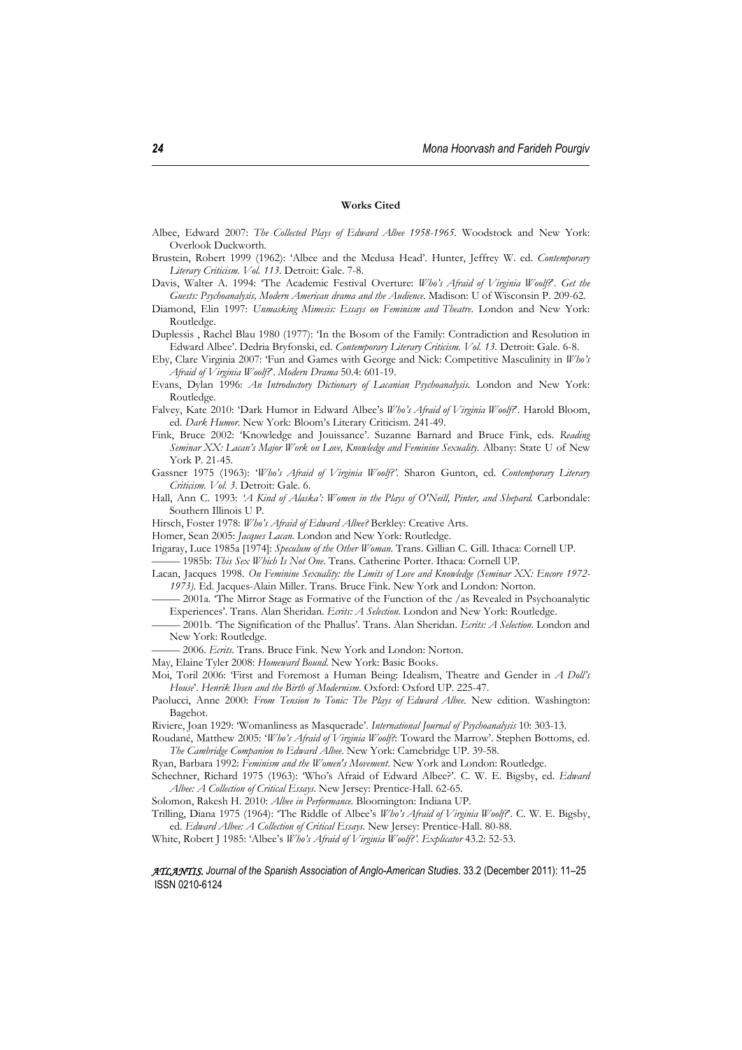#### Works Cited

Albee, Edward 2007: *The Collected Plays of Edward Albee 1958-1965*. Woodstock and New York: Overlook Duckworth.

Brustein, Robert 1999 (1962): 'Albee and the Medusa Head'. Hunter, Jeffrey W. ed. *Contemporary Literary Criticism. Vol. 113*. Detroit: Gale. 7-8.

Davis, Walter A. 1994: 'The Academic Festival Overture: *Who's Afraid of Virginia Woolf?*'. *Get the Guests: Psychoanalysis, Modern American drama and the Audience*. Madison: U of Wisconsin P. 209-62.

Diamond, Elin 1997: *Unmasking Mimesis: Essays on Feminism and Theatre*. London and New York: Routledge.

Duplessis , Rachel Blau 1980 (1977): 'In the Bosom of the Family: Contradiction and Resolution in Edward Albee'. Dedria Bryfonski, ed. *Contemporary Literary Criticism. Vol. 13*. Detroit: Gale. 6-8.

Eby, Clare Virginia 2007: 'Fun and Games with George and Nick: Competitive Masculinity in *Who's Afraid of Virginia Woolf?*'. *Modern Drama* 50.4: 601-19.

Evans, Dylan 1996: *An Introductory Dictionary of Lacanian Psychoanalysis.* London and New York: Routledge.

Falvey, Kate 2010: 'Dark Humor in Edward Albee's *Who's Afraid of Virginia Woolf?*'. Harold Bloom, ed. *Dark Humor*. New York: Bloom's Literary Criticism. 241-49.

Fink, Bruce 2002: 'Knowledge and Jouissance'. Suzanne Barnard and Bruce Fink, eds. *Reading Seminar XX: Lacan's Major Work on Love, Knowledge and Feminine Sexuality.* Albany: State U of New York P. 21-45.

Gassner 1975 (1963): '*Who's Afraid of Virginia Woolf?*'. Sharon Gunton, ed. *Contemporary Literary Criticism. Vol. 3*. Detroit: Gale. 6.

Hall, Ann C. 1993: *'A Kind of Alaska': Women in the Plays of O'Neill, Pinter, and Shepard.* Carbondale: Southern Illinois U P.

Hirsch, Foster 1978: *Who's Afraid of Edward Albee?* Berkley: Creative Arts.

Homer, Sean 2005: *Jacques Lacan*. London and New York: Routledge.

Irigaray, Luce 1985a [1974]: *Speculum of the Other Woman*. Trans. Gillian C. Gill. Ithaca: Cornell UP.

——— 1985b: *This Sex Which Is Not One*. Trans. Catherine Porter. Ithaca: Cornell UP.

Lacan, Jacques 1998. *On Feminine Sexuality: the Limits of Love and Knowledge (Seminar XX: Encore 1972-1973)*. Ed. Jacques-Alain Miller. Trans. Bruce Fink. New York and London: Norton.

——— 2001a. 'The Mirror Stage as Formative of the Function of the /as Revealed in Psychoanalytic Experiences'. Trans. Alan Sheridan. *Ecrits: A Selection*. London and New York: Routledge.

——— 2001b. 'The Signification of the Phallus'. Trans. Alan Sheridan. *Ecrits: A Selection*. London and New York: Routledge.

——— 2006. *Ecrits*. Trans. Bruce Fink. New York and London: Norton.

May, Elaine Tyler 2008: *Homeward Bound*. New York: Basic Books.

Moi, Toril 2006: 'First and Foremost a Human Being: Idealism, Theatre and Gender in *A Doll's House*'. *Henrik Ibsen and the Birth of Modernism*. Oxford: Oxford UP. 225-47.

Paolucci, Anne 2000: *From Tension to Tonic: The Plays of Edward Albee.* New edition. Washington: Bagehot.

Riviere, Joan 1929: 'Womanliness as Masquerade'. *International Journal of Psychoanalysis* 10: 303-13.

Roudané, Matthew 2005: '*Who's Afraid of Virginia Woolf?*: Toward the Marrow'. Stephen Bottoms, ed. *The Cambridge Companion to Edward Albee*. New York: Camebridge UP. 39-58.

Ryan, Barbara 1992: *Feminism and the Women's Movement*. New York and London: Routledge.

Schechner, Richard 1975 (1963): 'Who's Afraid of Edward Albee?'. C. W. E. Bigsby, ed. *Edward Albee: A Collection of Critical Essays*. New Jersey: Prentice-Hall. 62-65.

Solomon, Rakesh H. 2010: *Albee in Performance*. Bloomington: Indiana UP.

Trilling, Diana 1975 (1964): 'The Riddle of Albee's *Who's Afraid of Virginia Woolf?*'. C. W. E. Bigsby, ed. *Edward Albee: A Collection of Critical Essays*. New Jersey: Prentice-Hall. 80-88.

White, Robert J 1985: 'Albee's *Who's Afraid of Virginia Woolf?*'. *Explicator* 43.2: 52-53.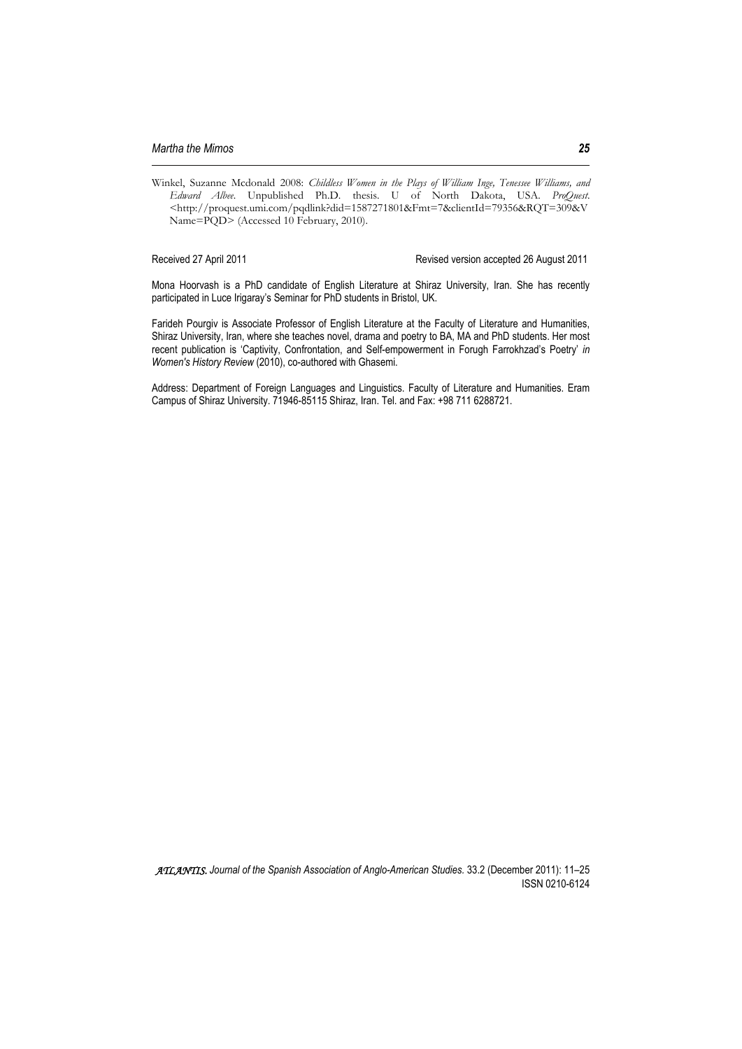Winkel, Suzanne Mcdonald 2008: *Childless Women in the Plays of William Inge, Tenessee Williams, and Edward Albee*. Unpublished Ph.D. thesis. U of North Dakota, USA. *ProQuest*. <http://proquest.umi.com/pqdlink?did=1587271801&Fmt=7&clientId=79356&RQT=309&VName=PQD> (Accessed 10 February, 2010).

Received 27 April 2011 Revised version accepted 26 August 2011

Mona Hoorvash is a PhD candidate of English Literature at Shiraz University, Iran. She has recently participated in Luce Irigaray's Seminar for PhD students in Bristol, UK.

Farideh Pourgiv is Associate Professor of English Literature at the Faculty of Literature and Humanities, Shiraz University, Iran, where she teaches novel, drama and poetry to BA, MA and PhD students. Her most recent publication is 'Captivity, Confrontation, and Self-empowerment in Forugh Farrokhzad's Poetry' *in Women's History Review* (2010), co-authored with Ghasemi.

Address: Department of Foreign Languages and Linguistics. Faculty of Literature and Humanities. Eram Campus of Shiraz University. 71946-85115 Shiraz, Iran. Tel. and Fax: +98 711 6288721.